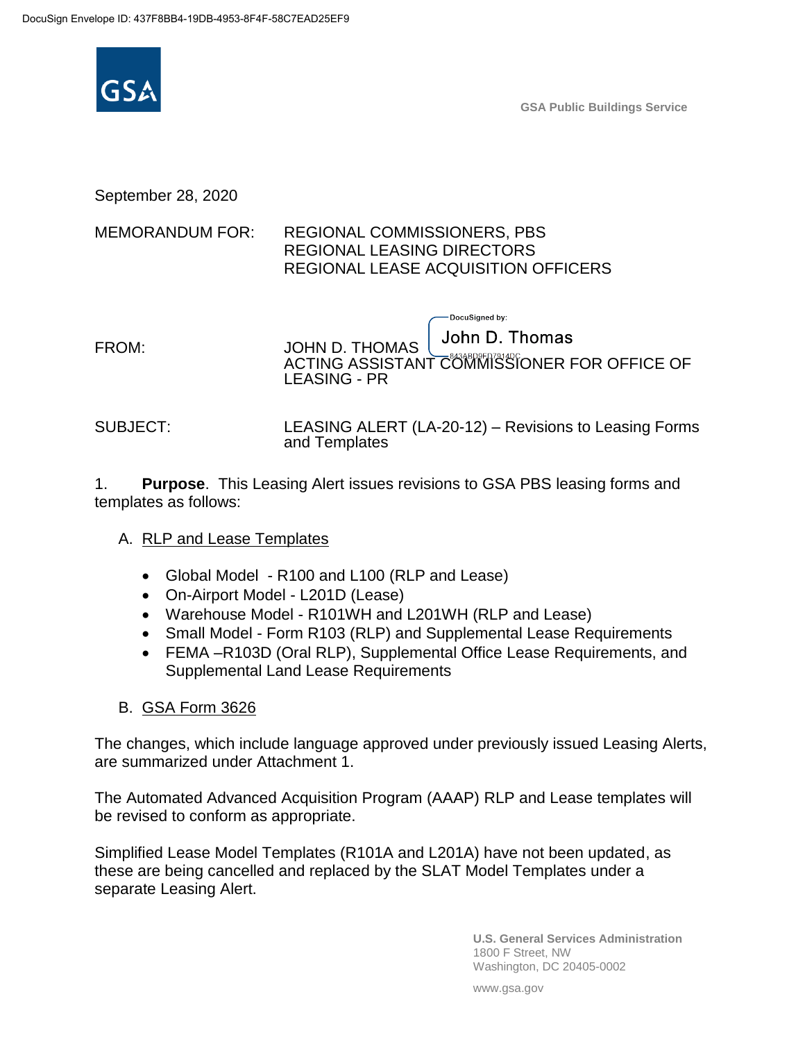DocuSign Envelope ID: 437F8BB4-19DB-4953-8F4F-58C7EAD25EF9

GSA

GSA Public Buildings Service

September 28, 2020

MEMORANDUM FOR: REGIONAL COMMISSIONERS, PBS
REGIONAL LEASING DIRECTORS
REGIONAL LEASE ACQUISITION OFFICERS

FROM: JOHN D. THOMAS
ACTING ASSISTANT COMMISSIONER FOR OFFICE OF LEASING - PR

DocuSigned by: John D. Thomas
843ABD9FD7814DC

SUBJECT: LEASING ALERT (LA-20-12) – Revisions to Leasing Forms and Templates

1. **Purpose**. This Leasing Alert issues revisions to GSA PBS leasing forms and templates as follows:

A. RLP and Lease Templates

- Global Model - R100 and L100 (RLP and Lease)
- On-Airport Model - L201D (Lease)
- Warehouse Model - R101WH and L201WH (RLP and Lease)
- Small Model - Form R103 (RLP) and Supplemental Lease Requirements
- FEMA –R103D (Oral RLP), Supplemental Office Lease Requirements, and Supplemental Land Lease Requirements

B. GSA Form 3626

The changes, which include language approved under previously issued Leasing Alerts, are summarized under Attachment 1.

The Automated Advanced Acquisition Program (AAAP) RLP and Lease templates will be revised to conform as appropriate.

Simplified Lease Model Templates (R101A and L201A) have not been updated, as these are being cancelled and replaced by the SLAT Model Templates under a separate Leasing Alert.

U.S. General Services Administration
1800 F Street, NW
Washington, DC 20405-0002

www.gsa.gov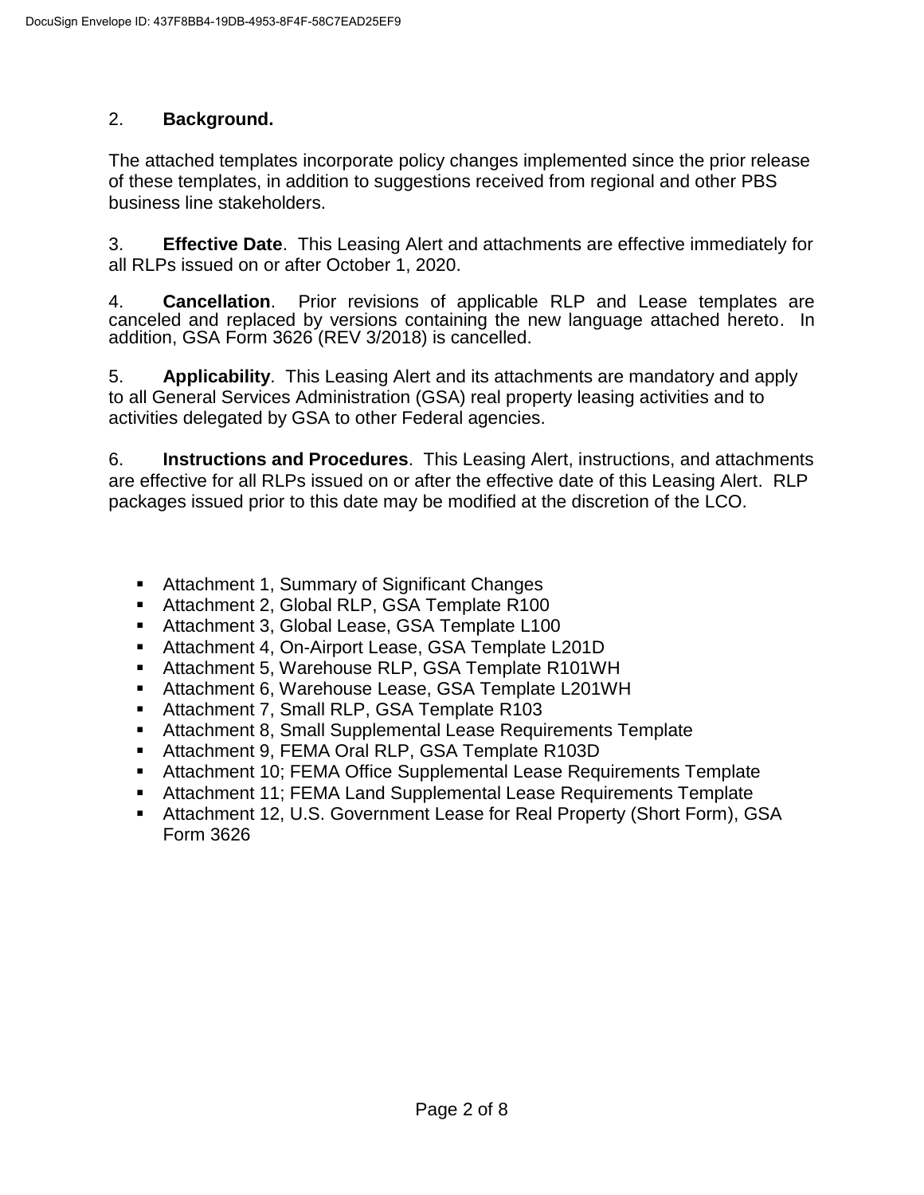2. **Background.**

The attached templates incorporate policy changes implemented since the prior release of these templates, in addition to suggestions received from regional and other PBS business line stakeholders.

3. **Effective Date**. This Leasing Alert and attachments are effective immediately for all RLPs issued on or after October 1, 2020.

4. **Cancellation**. Prior revisions of applicable RLP and Lease templates are canceled and replaced by versions containing the new language attached hereto. In addition, GSA Form 3626 (REV 3/2018) is cancelled.

5. **Applicability**. This Leasing Alert and its attachments are mandatory and apply to all General Services Administration (GSA) real property leasing activities and to activities delegated by GSA to other Federal agencies.

6. **Instructions and Procedures**. This Leasing Alert, instructions, and attachments are effective for all RLPs issued on or after the effective date of this Leasing Alert. RLP packages issued prior to this date may be modified at the discretion of the LCO.

- Attachment 1, Summary of Significant Changes
- Attachment 2, Global RLP, GSA Template R100
- Attachment 3, Global Lease, GSA Template L100
- Attachment 4, On-Airport Lease, GSA Template L201D
- Attachment 5, Warehouse RLP, GSA Template R101WH
- Attachment 6, Warehouse Lease, GSA Template L201WH
- Attachment 7, Small RLP, GSA Template R103
- Attachment 8, Small Supplemental Lease Requirements Template
- Attachment 9, FEMA Oral RLP, GSA Template R103D
- Attachment 10; FEMA Office Supplemental Lease Requirements Template
- Attachment 11; FEMA Land Supplemental Lease Requirements Template
- Attachment 12, U.S. Government Lease for Real Property (Short Form), GSA Form 3626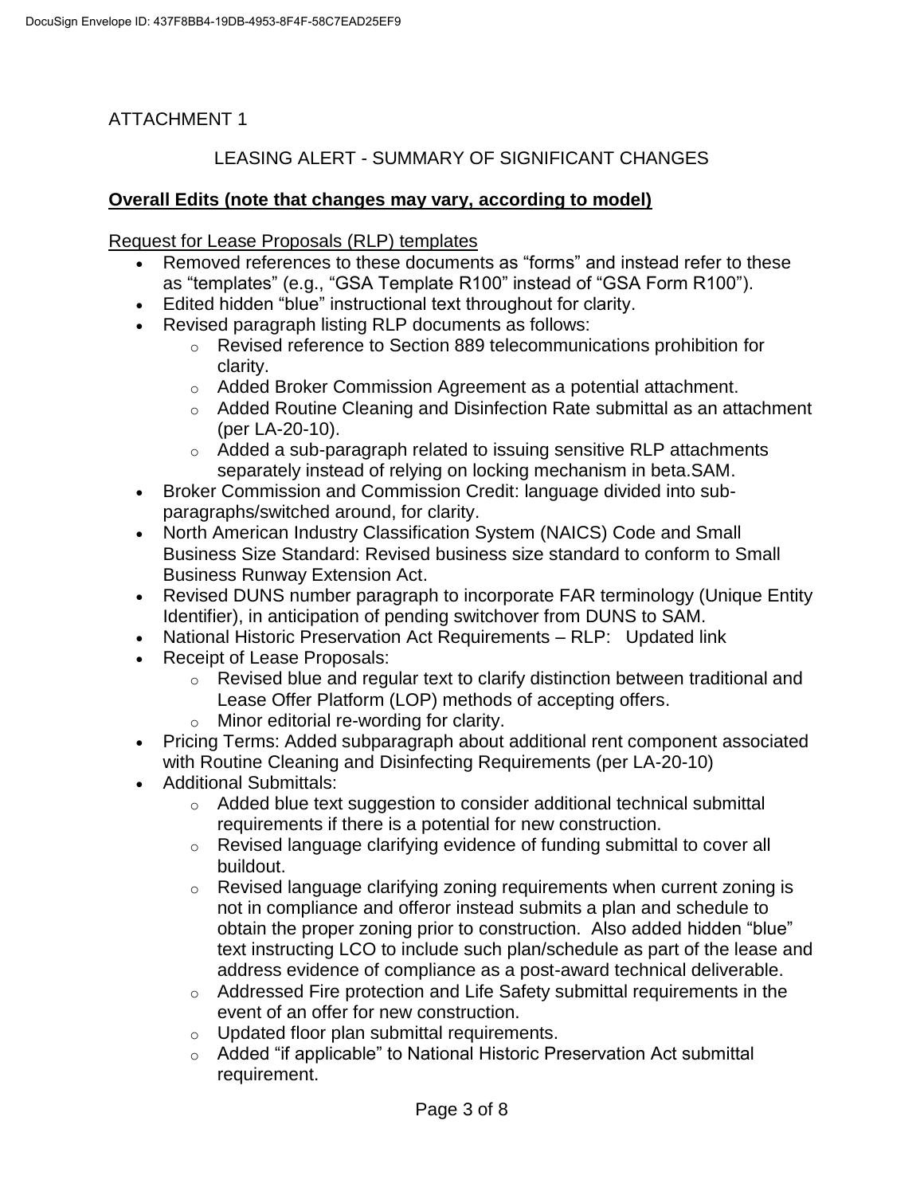ATTACHMENT 1

LEASING ALERT - SUMMARY OF SIGNIFICANT CHANGES

**Overall Edits (note that changes may vary, according to model)**

Request for Lease Proposals (RLP) templates

- Removed references to these documents as "forms" and instead refer to these as "templates" (e.g., "GSA Template R100" instead of "GSA Form R100").
- Edited hidden "blue" instructional text throughout for clarity.
- Revised paragraph listing RLP documents as follows:
    - Revised reference to Section 889 telecommunications prohibition for clarity.
    - Added Broker Commission Agreement as a potential attachment.
    - Added Routine Cleaning and Disinfection Rate submittal as an attachment (per LA-20-10).
    - Added a sub-paragraph related to issuing sensitive RLP attachments separately instead of relying on locking mechanism in beta.SAM.
- Broker Commission and Commission Credit: language divided into sub-paragraphs/switched around, for clarity.
- North American Industry Classification System (NAICS) Code and Small Business Size Standard: Revised business size standard to conform to Small Business Runway Extension Act.
- Revised DUNS number paragraph to incorporate FAR terminology (Unique Entity Identifier), in anticipation of pending switchover from DUNS to SAM.
- National Historic Preservation Act Requirements – RLP: Updated link
- Receipt of Lease Proposals:
    - Revised blue and regular text to clarify distinction between traditional and Lease Offer Platform (LOP) methods of accepting offers.
    - Minor editorial re-wording for clarity.
- Pricing Terms: Added subparagraph about additional rent component associated with Routine Cleaning and Disinfecting Requirements (per LA-20-10)
- Additional Submittals:
    - Added blue text suggestion to consider additional technical submittal requirements if there is a potential for new construction.
    - Revised language clarifying evidence of funding submittal to cover all buildout.
    - Revised language clarifying zoning requirements when current zoning is not in compliance and offeror instead submits a plan and schedule to obtain the proper zoning prior to construction. Also added hidden "blue" text instructing LCO to include such plan/schedule as part of the lease and address evidence of compliance as a post-award technical deliverable.
    - Addressed Fire protection and Life Safety submittal requirements in the event of an offer for new construction.
    - Updated floor plan submittal requirements.
    - Added "if applicable" to National Historic Preservation Act submittal requirement.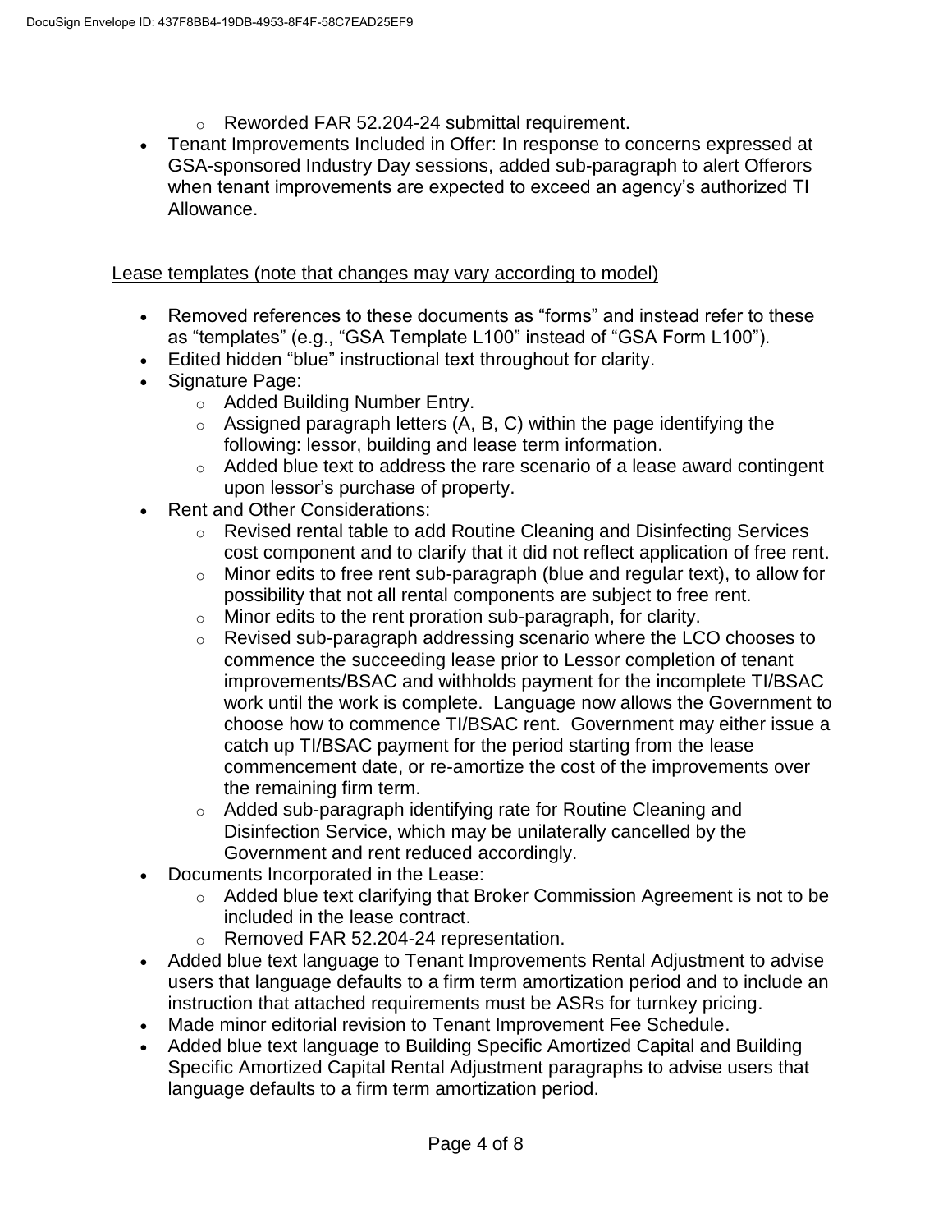- Reworded FAR 52.204-24 submittal requirement.
- Tenant Improvements Included in Offer: In response to concerns expressed at GSA-sponsored Industry Day sessions, added sub-paragraph to alert Offerors when tenant improvements are expected to exceed an agency's authorized TI Allowance.

Lease templates (note that changes may vary according to model)

- Removed references to these documents as "forms" and instead refer to these as "templates" (e.g., "GSA Template L100" instead of "GSA Form L100").
- Edited hidden "blue" instructional text throughout for clarity.
- Signature Page:
    - Added Building Number Entry.
    - Assigned paragraph letters (A, B, C) within the page identifying the following: lessor, building and lease term information.
    - Added blue text to address the rare scenario of a lease award contingent upon lessor's purchase of property.
- Rent and Other Considerations:
    - Revised rental table to add Routine Cleaning and Disinfecting Services cost component and to clarify that it did not reflect application of free rent.
    - Minor edits to free rent sub-paragraph (blue and regular text), to allow for possibility that not all rental components are subject to free rent.
    - Minor edits to the rent proration sub-paragraph, for clarity.
    - Revised sub-paragraph addressing scenario where the LCO chooses to commence the succeeding lease prior to Lessor completion of tenant improvements/BSAC and withholds payment for the incomplete TI/BSAC work until the work is complete. Language now allows the Government to choose how to commence TI/BSAC rent. Government may either issue a catch up TI/BSAC payment for the period starting from the lease commencement date, or re-amortize the cost of the improvements over the remaining firm term.
    - Added sub-paragraph identifying rate for Routine Cleaning and Disinfection Service, which may be unilaterally cancelled by the Government and rent reduced accordingly.
- Documents Incorporated in the Lease:
    - Added blue text clarifying that Broker Commission Agreement is not to be included in the lease contract.
    - Removed FAR 52.204-24 representation.
- Added blue text language to Tenant Improvements Rental Adjustment to advise users that language defaults to a firm term amortization period and to include an instruction that attached requirements must be ASRs for turnkey pricing.
- Made minor editorial revision to Tenant Improvement Fee Schedule.
- Added blue text language to Building Specific Amortized Capital and Building Specific Amortized Capital Rental Adjustment paragraphs to advise users that language defaults to a firm term amortization period.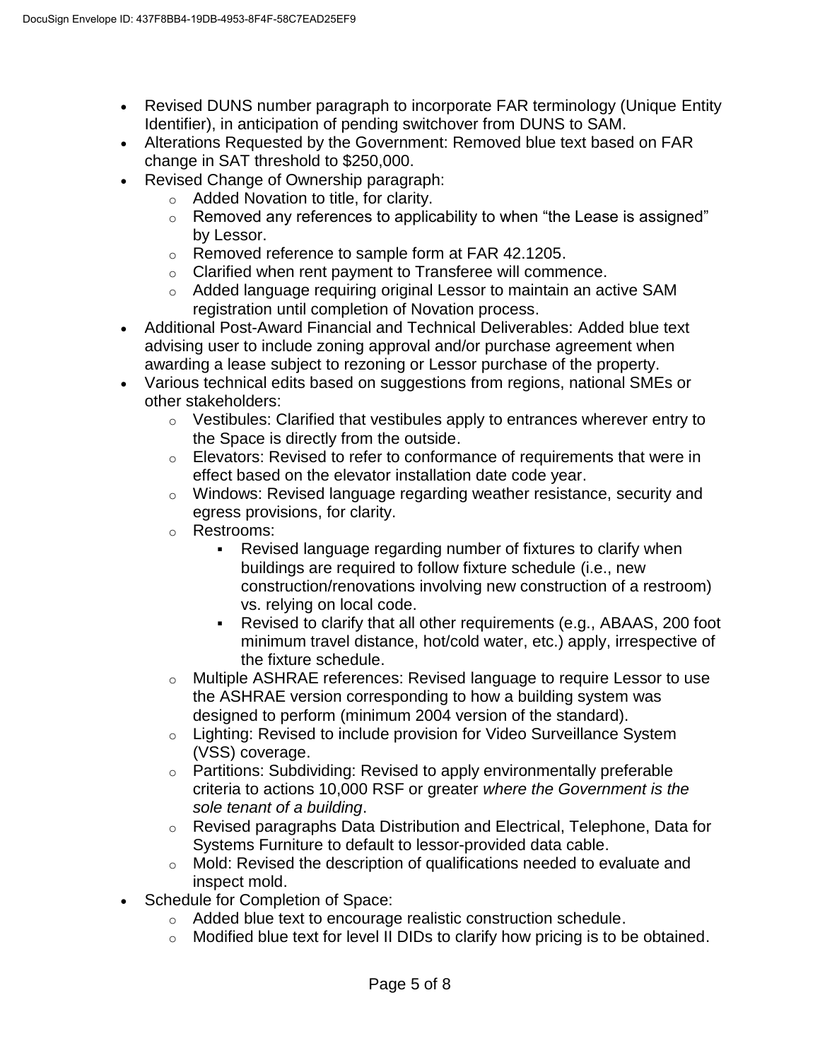- Revised DUNS number paragraph to incorporate FAR terminology (Unique Entity Identifier), in anticipation of pending switchover from DUNS to SAM.
- Alterations Requested by the Government: Removed blue text based on FAR change in SAT threshold to $250,000.
- Revised Change of Ownership paragraph:
  - Added Novation to title, for clarity.
  - Removed any references to applicability to when "the Lease is assigned" by Lessor.
  - Removed reference to sample form at FAR 42.1205.
  - Clarified when rent payment to Transferee will commence.
  - Added language requiring original Lessor to maintain an active SAM registration until completion of Novation process.
- Additional Post-Award Financial and Technical Deliverables: Added blue text advising user to include zoning approval and/or purchase agreement when awarding a lease subject to rezoning or Lessor purchase of the property.
- Various technical edits based on suggestions from regions, national SMEs or other stakeholders:
  - Vestibules: Clarified that vestibules apply to entrances wherever entry to the Space is directly from the outside.
  - Elevators: Revised to refer to conformance of requirements that were in effect based on the elevator installation date code year.
  - Windows: Revised language regarding weather resistance, security and egress provisions, for clarity.
  - Restrooms:
    - Revised language regarding number of fixtures to clarify when buildings are required to follow fixture schedule (i.e., new construction/renovations involving new construction of a restroom) vs. relying on local code.
    - Revised to clarify that all other requirements (e.g., ABAAS, 200 foot minimum travel distance, hot/cold water, etc.) apply, irrespective of the fixture schedule.
  - Multiple ASHRAE references: Revised language to require Lessor to use the ASHRAE version corresponding to how a building system was designed to perform (minimum 2004 version of the standard).
  - Lighting: Revised to include provision for Video Surveillance System (VSS) coverage.
  - Partitions: Subdividing: Revised to apply environmentally preferable criteria to actions 10,000 RSF or greater *where the Government is the sole tenant of a building*.
  - Revised paragraphs Data Distribution and Electrical, Telephone, Data for Systems Furniture to default to lessor-provided data cable.
  - Mold: Revised the description of qualifications needed to evaluate and inspect mold.
- Schedule for Completion of Space:
  - Added blue text to encourage realistic construction schedule.
  - Modified blue text for level II DIDs to clarify how pricing is to be obtained.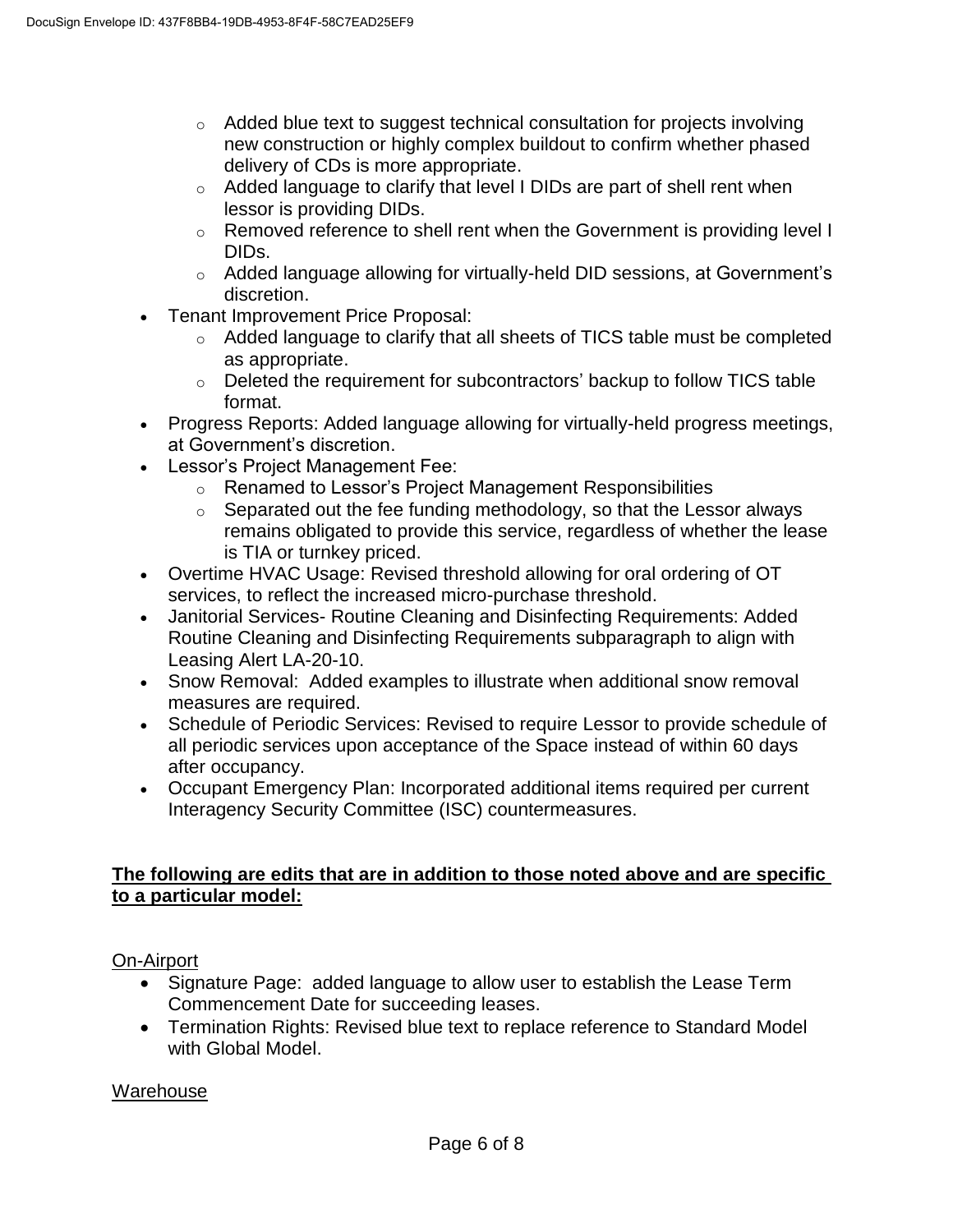- Added blue text to suggest technical consultation for projects involving new construction or highly complex buildout to confirm whether phased delivery of CDs is more appropriate.
    - Added language to clarify that level I DIDs are part of shell rent when lessor is providing DIDs.
    - Removed reference to shell rent when the Government is providing level I DIDs.
    - Added language allowing for virtually-held DID sessions, at Government's discretion.
- Tenant Improvement Price Proposal:
    - Added language to clarify that all sheets of TICS table must be completed as appropriate.
    - Deleted the requirement for subcontractors' backup to follow TICS table format.
- Progress Reports: Added language allowing for virtually-held progress meetings, at Government's discretion.
- Lessor's Project Management Fee:
    - Renamed to Lessor's Project Management Responsibilities
    - Separated out the fee funding methodology, so that the Lessor always remains obligated to provide this service, regardless of whether the lease is TIA or turnkey priced.
- Overtime HVAC Usage: Revised threshold allowing for oral ordering of OT services, to reflect the increased micro-purchase threshold.
- Janitorial Services- Routine Cleaning and Disinfecting Requirements: Added Routine Cleaning and Disinfecting Requirements subparagraph to align with Leasing Alert LA-20-10.
- Snow Removal: Added examples to illustrate when additional snow removal measures are required.
- Schedule of Periodic Services: Revised to require Lessor to provide schedule of all periodic services upon acceptance of the Space instead of within 60 days after occupancy.
- Occupant Emergency Plan: Incorporated additional items required per current Interagency Security Committee (ISC) countermeasures.

**The following are edits that are in addition to those noted above and are specific to a particular model:**

On-Airport

- Signature Page: added language to allow user to establish the Lease Term Commencement Date for succeeding leases.
- Termination Rights: Revised blue text to replace reference to Standard Model with Global Model.

Warehouse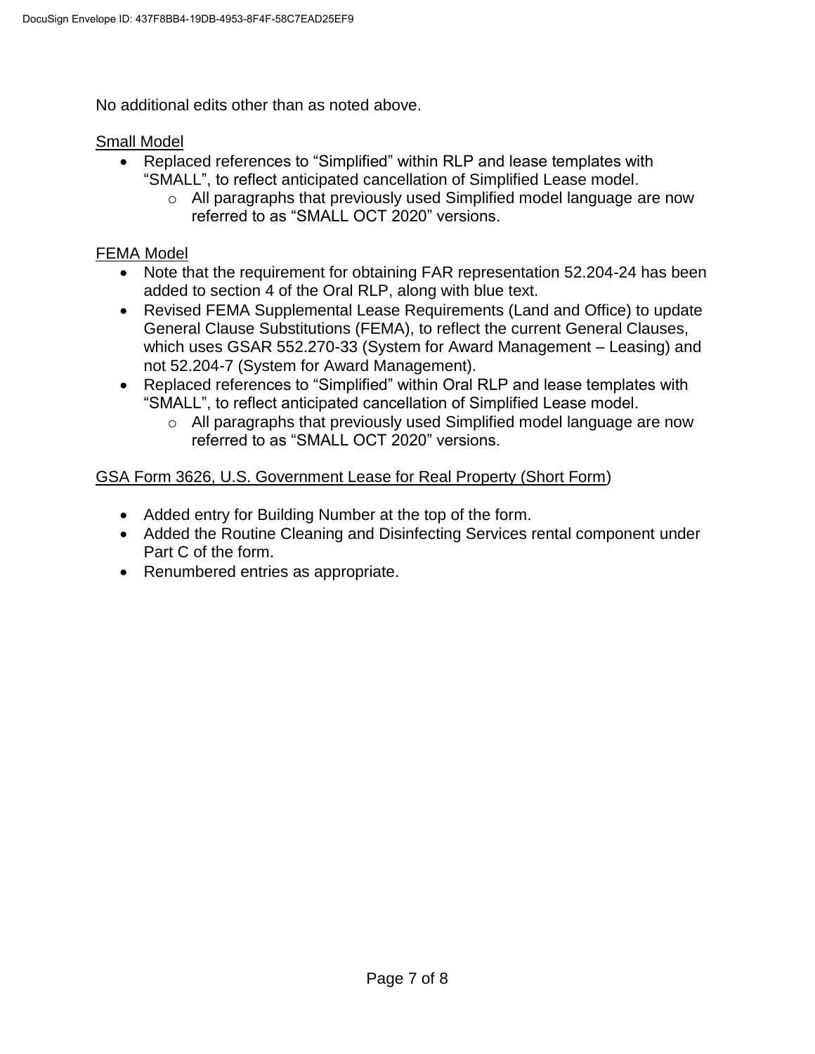No additional edits other than as noted above.

Small Model

- Replaced references to “Simplified” within RLP and lease templates with “SMALL”, to reflect anticipated cancellation of Simplified Lease model.
  - All paragraphs that previously used Simplified model language are now referred to as “SMALL OCT 2020” versions.

FEMA Model

- Note that the requirement for obtaining FAR representation 52.204-24 has been added to section 4 of the Oral RLP, along with blue text.
- Revised FEMA Supplemental Lease Requirements (Land and Office) to update General Clause Substitutions (FEMA), to reflect the current General Clauses, which uses GSAR 552.270-33 (System for Award Management – Leasing) and not 52.204-7 (System for Award Management).
- Replaced references to “Simplified” within Oral RLP and lease templates with “SMALL”, to reflect anticipated cancellation of Simplified Lease model.
  - All paragraphs that previously used Simplified model language are now referred to as “SMALL OCT 2020” versions.

GSA Form 3626, U.S. Government Lease for Real Property (Short Form)

- Added entry for Building Number at the top of the form.
- Added the Routine Cleaning and Disinfecting Services rental component under Part C of the form.
- Renumbered entries as appropriate.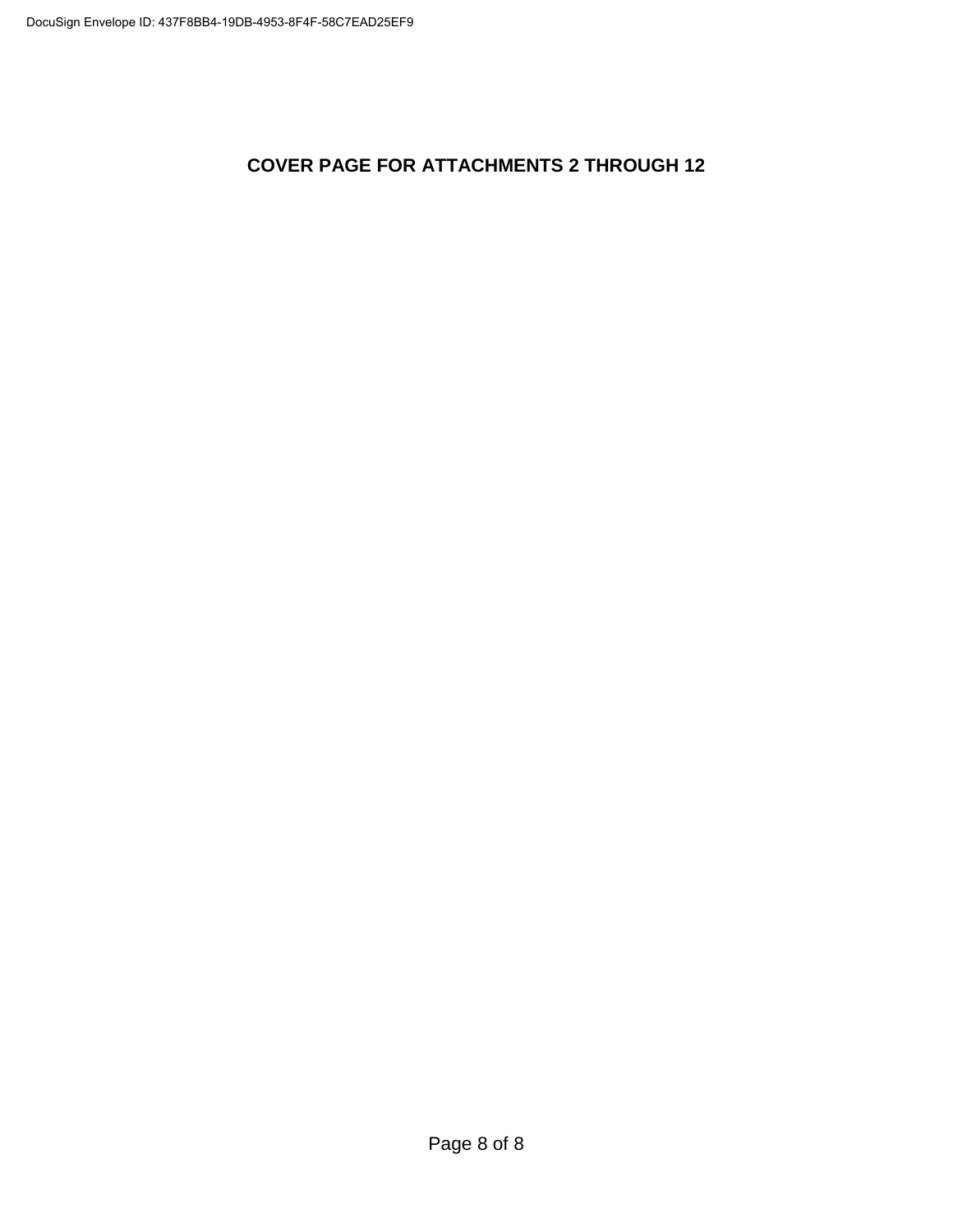# COVER PAGE FOR ATTACHMENTS 2 THROUGH 12